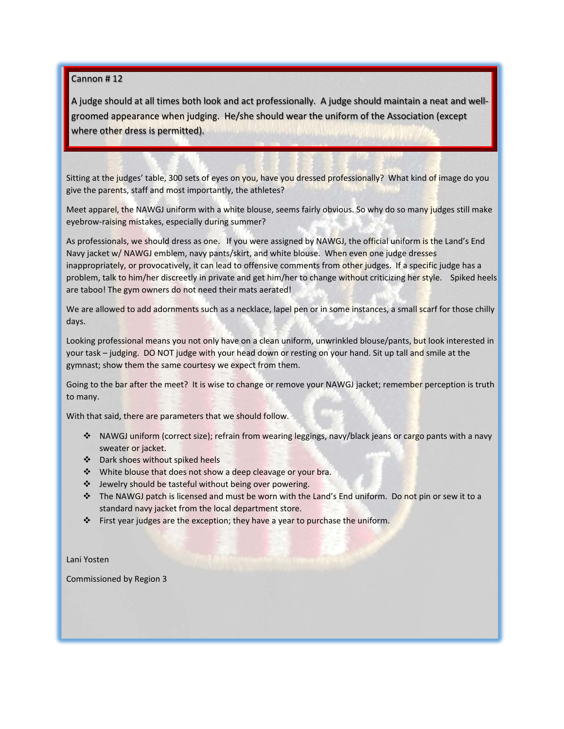**Cannon # 12**

A judge should at all times both look and act professionally. A judge should maintain a neat and well-groomed appearance when judging. He/she should wear the uniform of the Association (except where other dress is permitted).

Sitting at the judges' table, 300 sets of eyes on you, have you dressed professionally? What kind of image do you give the parents, staff and most importantly, the athletes?

Meet apparel, the NAWGJ uniform with a white blouse, seems fairly obvious. So why do so many judges still make eyebrow-raising mistakes, especially during summer?

As professionals, we should dress as one. If you were assigned by NAWGJ, the official uniform is the Land's End Navy jacket w/ NAWGJ emblem, navy pants/skirt, and white blouse. When even one judge dresses inappropriately, or provocatively, it can lead to offensive comments from other judges. If a specific judge has a problem, talk to him/her discreetly in private and get him/her to change without criticizing her style. Spiked heels are taboo! The gym owners do not need their mats aerated!

We are allowed to add adornments such as a necklace, lapel pen or in some instances, a small scarf for those chilly days.

Looking professional means you not only have on a clean uniform, unwrinkled blouse/pants, but look interested in your task – judging. DO NOT judge with your head down or resting on your hand. Sit up tall and smile at the gymnast; show them the same courtesy we expect from them.

Going to the bar after the meet? It is wise to change or remove your NAWGJ jacket; remember perception is truth to many.

With that said, there are parameters that we should follow.

- NAWGJ uniform (correct size); refrain from wearing leggings, navy/black jeans or cargo pants with a navy sweater or jacket.
- Dark shoes without spiked heels
- White blouse that does not show a deep cleavage or your bra.
- Jewelry should be tasteful without being over powering.
- The NAWGJ patch is licensed and must be worn with the Land's End uniform. Do not pin or sew it to a standard navy jacket from the local department store.
- First year judges are the exception; they have a year to purchase the uniform.

Lani Yosten

Commissioned by Region 3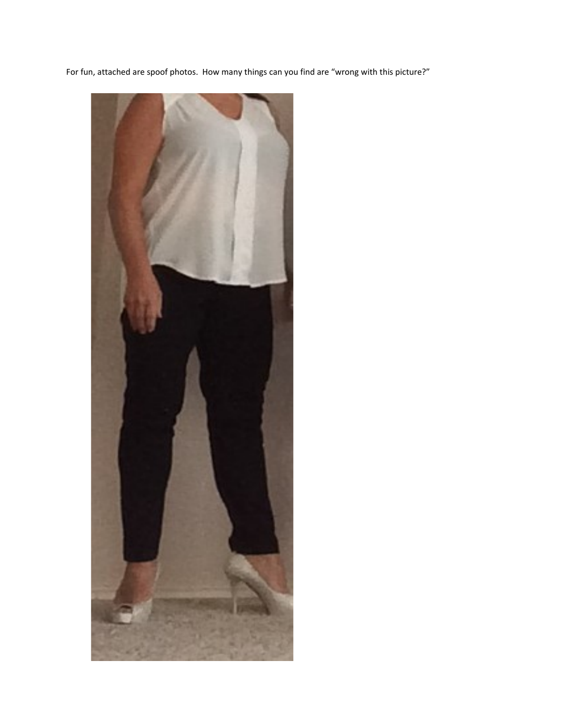For fun, attached are spoof photos. How many things can you find are "wrong with this picture?"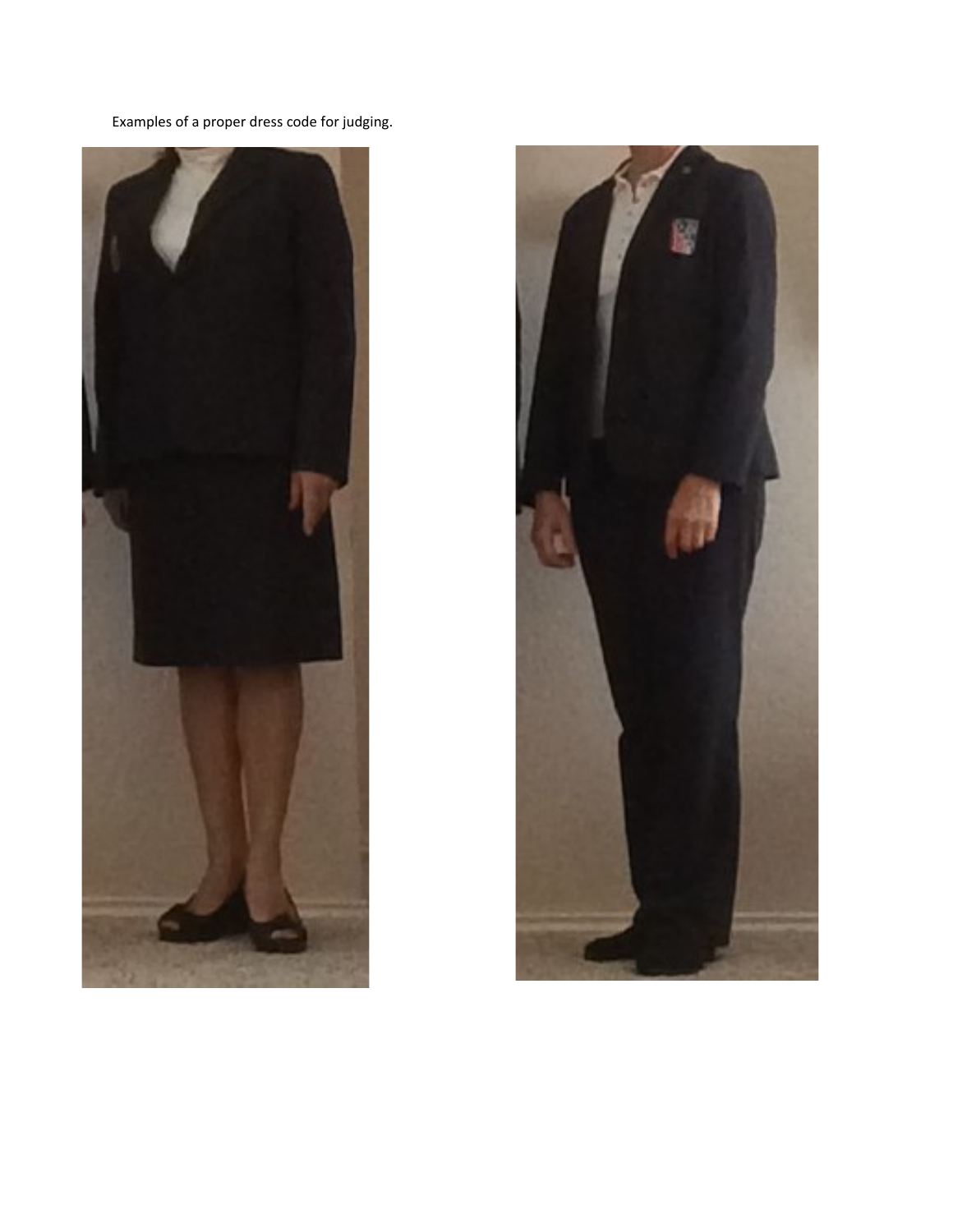Examples of a proper dress code for judging.